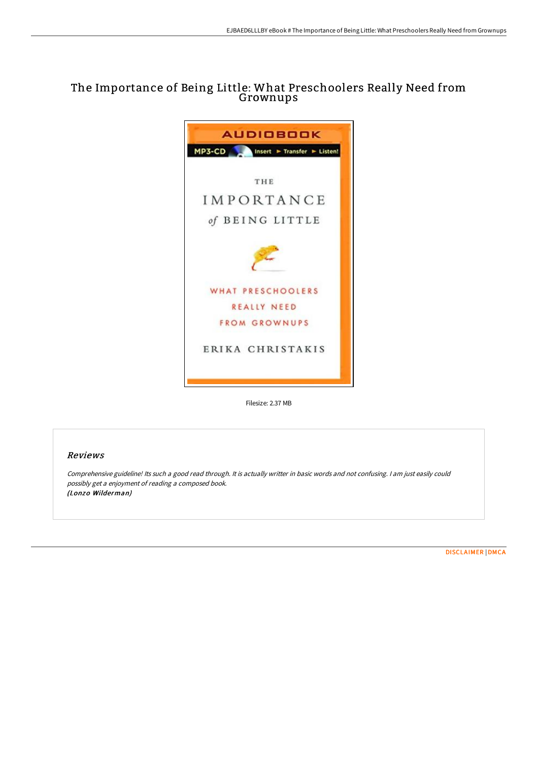# The Importance of Being Little: What Preschoolers Really Need from Grownups

Filesize: 2.37 MB

## Reviews

*Comprehensive guideline! Its such a good read through. It is actually writter in basic words and not confusing. I am just easily could possibly get a enjoyment of reading a composed book.*
*(Lonzo Wilderman)*

DISCLAIMER | DMCA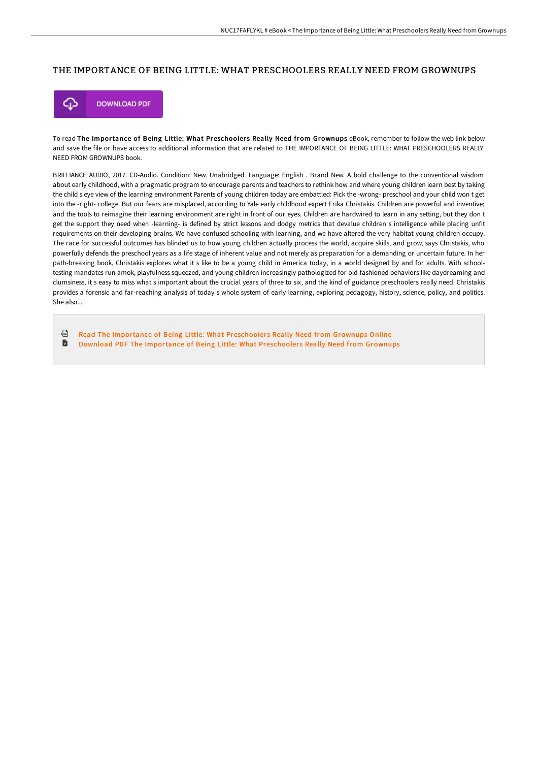# THE IMPORTANCE OF BEING LITTLE: WHAT PRESCHOOLERS REALLY NEED FROM GROWNUPS

DOWNLOAD PDF

To read **The Importance of Being Little: What Preschoolers Really Need from Grownups** eBook, remember to follow the web link below and save the file or have access to additional information that are related to THE IMPORTANCE OF BEING LITTLE: WHAT PRESCHOOLERS REALLY NEED FROM GROWNUPS book.

BRILLIANCE AUDIO, 2017. CD-Audio. Condition: New. Unabridged. Language: English . Brand New. A bold challenge to the conventional wisdom about early childhood, with a pragmatic program to encourage parents and teachers to rethink how and where young children learn best by taking the child s eye view of the learning environment Parents of young children today are embattled: Pick the -wrong- preschool and your child won t get into the -right- college. But our fears are misplaced, according to Yale early childhood expert Erika Christakis. Children are powerful and inventive; and the tools to reimagine their learning environment are right in front of our eyes. Children are hardwired to learn in any setting, but they don t get the support they need when -learning- is defined by strict lessons and dodgy metrics that devalue children s intelligence while placing unfit requirements on their developing brains. We have confused schooling with learning, and we have altered the very habitat young children occupy. The race for successful outcomes has blinded us to how young children actually process the world, acquire skills, and grow, says Christakis, who powerfully defends the preschool years as a life stage of inherent value and not merely as preparation for a demanding or uncertain future. In her path-breaking book, Christakis explores what it s like to be a young child in America today, in a world designed by and for adults. With school-testing mandates run amok, playfulness squeezed, and young children increasingly pathologized for old-fashioned behaviors like daydreaming and clumsiness, it s easy to miss what s important about the crucial years of three to six, and the kind of guidance preschoolers really need. Christakis provides a forensic and far-reaching analysis of today s whole system of early learning, exploring pedagogy, history, science, policy, and politics. She also...

- Read The Importance of Being Little: What Preschoolers Really Need from Grownups Online
- Download PDF The Importance of Being Little: What Preschoolers Really Need from Grownups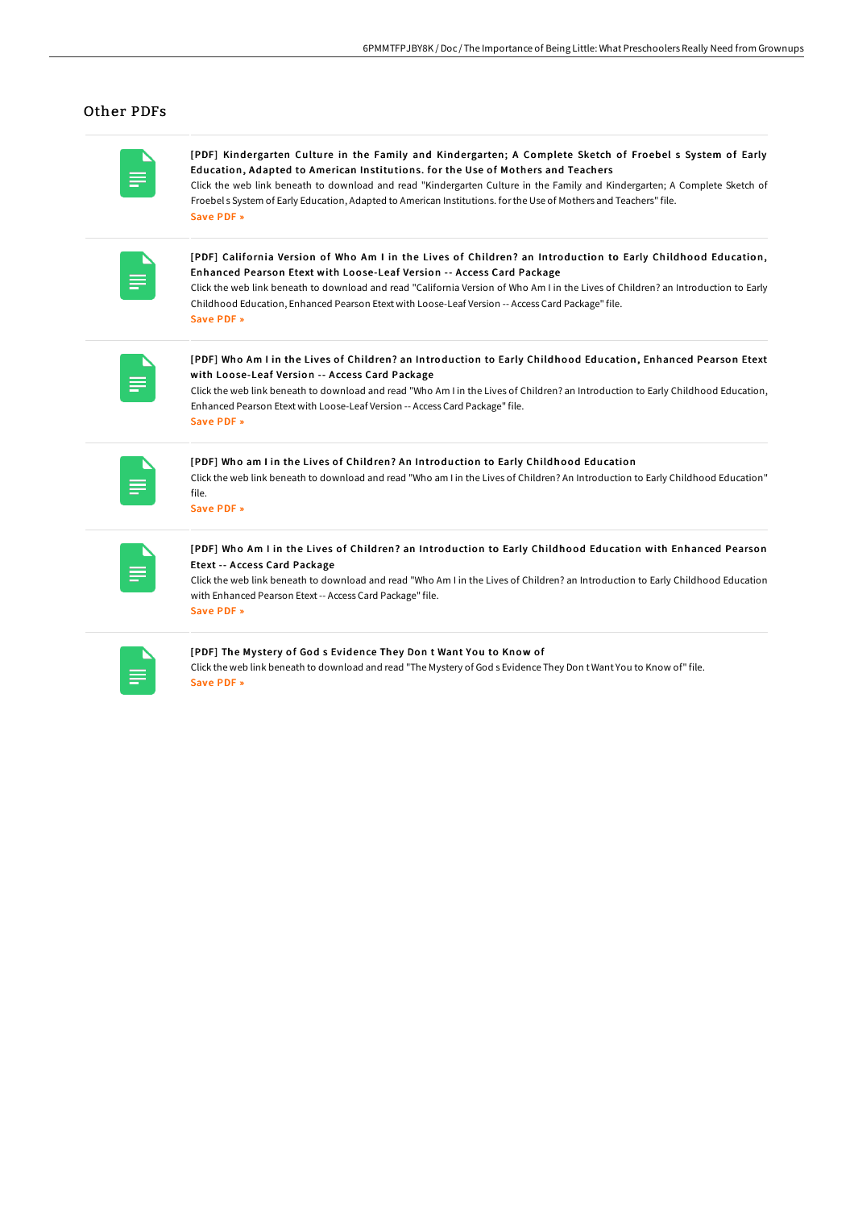## Other PDFs

**[PDF] Kindergarten Culture in the Family and Kindergarten; A Complete Sketch of Froebel s System of Early Education, Adapted to American Institutions. for the Use of Mothers and Teachers**

Click the web link beneath to download and read "Kindergarten Culture in the Family and Kindergarten; A Complete Sketch of Froebel s System of Early Education, Adapted to American Institutions. for the Use of Mothers and Teachers" file.

Save PDF »

**[PDF] California Version of Who Am I in the Lives of Children? an Introduction to Early Childhood Education, Enhanced Pearson Etext with Loose-Leaf Version -- Access Card Package**

Click the web link beneath to download and read "California Version of Who Am I in the Lives of Children? an Introduction to Early Childhood Education, Enhanced Pearson Etext with Loose-Leaf Version -- Access Card Package" file.

Save PDF »

**[PDF] Who Am I in the Lives of Children? an Introduction to Early Childhood Education, Enhanced Pearson Etext with Loose-Leaf Version -- Access Card Package**

Click the web link beneath to download and read "Who Am I in the Lives of Children? an Introduction to Early Childhood Education, Enhanced Pearson Etext with Loose-Leaf Version -- Access Card Package" file.

Save PDF »

**[PDF] Who am I in the Lives of Children? An Introduction to Early Childhood Education**

Click the web link beneath to download and read "Who am I in the Lives of Children? An Introduction to Early Childhood Education" file.

Save PDF »

**[PDF] Who Am I in the Lives of Children? an Introduction to Early Childhood Education with Enhanced Pearson Etext -- Access Card Package**

Click the web link beneath to download and read "Who Am I in the Lives of Children? an Introduction to Early Childhood Education with Enhanced Pearson Etext -- Access Card Package" file.

Save PDF »

**[PDF] The Mystery of God s Evidence They Don t Want You to Know of**

Click the web link beneath to download and read "The Mystery of God s Evidence They Don t Want You to Know of" file.

Save PDF »